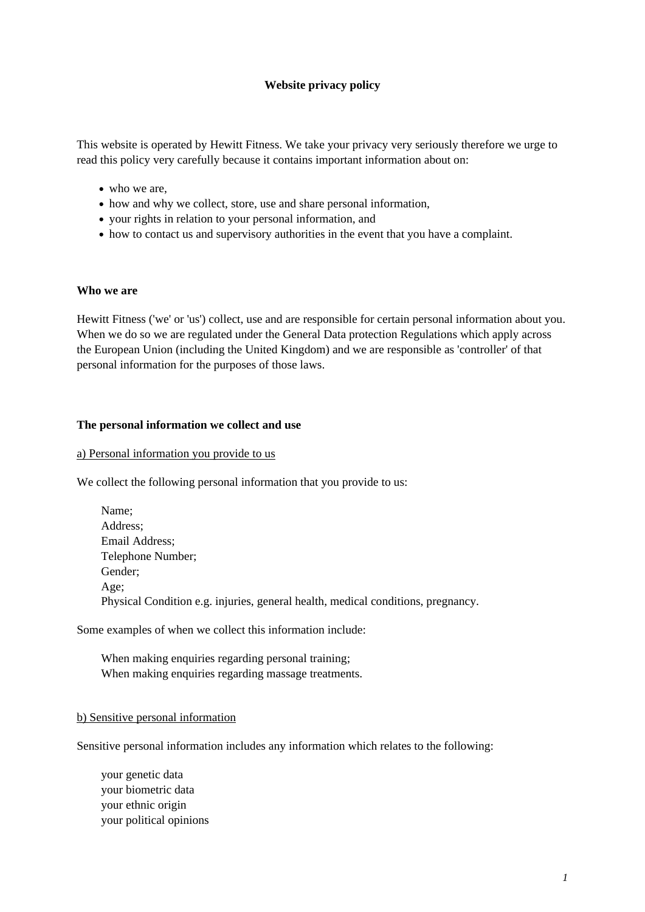# Website privacy policy

This website is operated by Hewitt Fitness. We take your privacy very seriously therefore we urge to read this policy very carefully because it contains important information about on:

- who we are,
- how and why we collect, store, use and share personal information,
- your rights in relation to your personal information, and
- how to contact us and supervisory authorities in the event that you have a complaint.

## Who we are

Hewitt Fitness ('we' or 'us') collect, use and are responsible for certain personal information about you. When we do so we are regulated under the General Data protection Regulations which apply across the European Union (including the United Kingdom) and we are responsible as 'controller' of that personal information for the purposes of those laws.

## The personal information we collect and use

<u>a) Personal information you provide to us</u>

We collect the following personal information that you provide to us:

Name;  
Address;  
Email Address;  
Telephone Number;  
Gender;  
Age;  
Physical Condition e.g. injuries, general health, medical conditions, pregnancy.

Some examples of when we collect this information include:

When making enquiries regarding personal training;  
When making enquiries regarding massage treatments.

<u>b) Sensitive personal information</u>

Sensitive personal information includes any information which relates to the following:

your genetic data  
your biometric data  
your ethnic origin  
your political opinions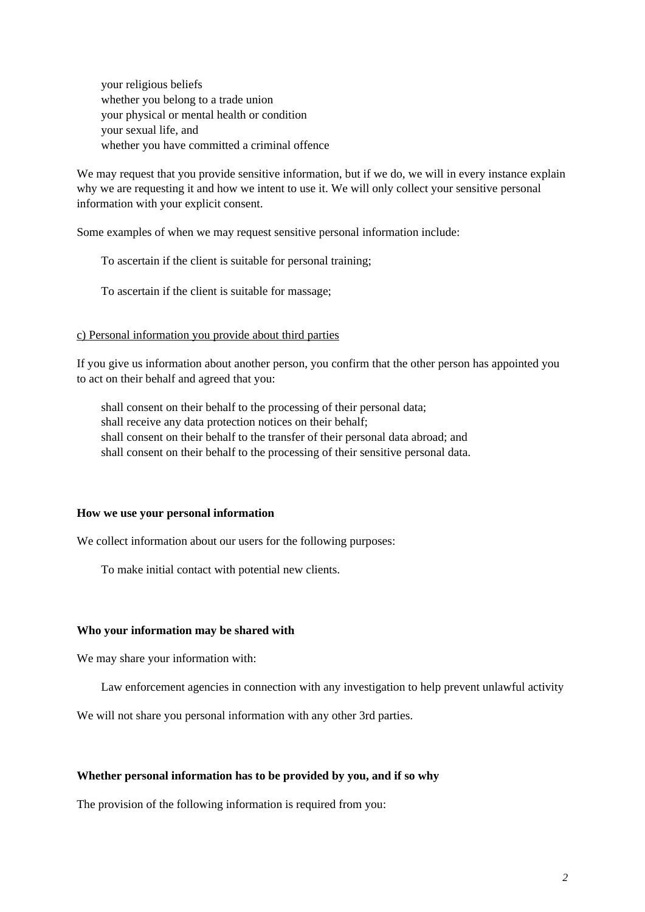- your religious beliefs
- whether you belong to a trade union
- your physical or mental health or condition
- your sexual life, and
- whether you have committed a criminal offence

We may request that you provide sensitive information, but if we do, we will in every instance explain why we are requesting it and how we intent to use it. We will only collect your sensitive personal information with your explicit consent.

Some examples of when we may request sensitive personal information include:

- To ascertain if the client is suitable for personal training;
- To ascertain if the client is suitable for massage;

c) Personal information you provide about third parties

If you give us information about another person, you confirm that the other person has appointed you to act on their behalf and agreed that you:

- shall consent on their behalf to the processing of their personal data;
- shall receive any data protection notices on their behalf;
- shall consent on their behalf to the transfer of their personal data abroad; and
- shall consent on their behalf to the processing of their sensitive personal data.

**How we use your personal information**

We collect information about our users for the following purposes:

- To make initial contact with potential new clients.

**Who your information may be shared with**

We may share your information with:

- Law enforcement agencies in connection with any investigation to help prevent unlawful activity

We will not share you personal information with any other 3rd parties.

**Whether personal information has to be provided by you, and if so why**

The provision of the following information is required from you: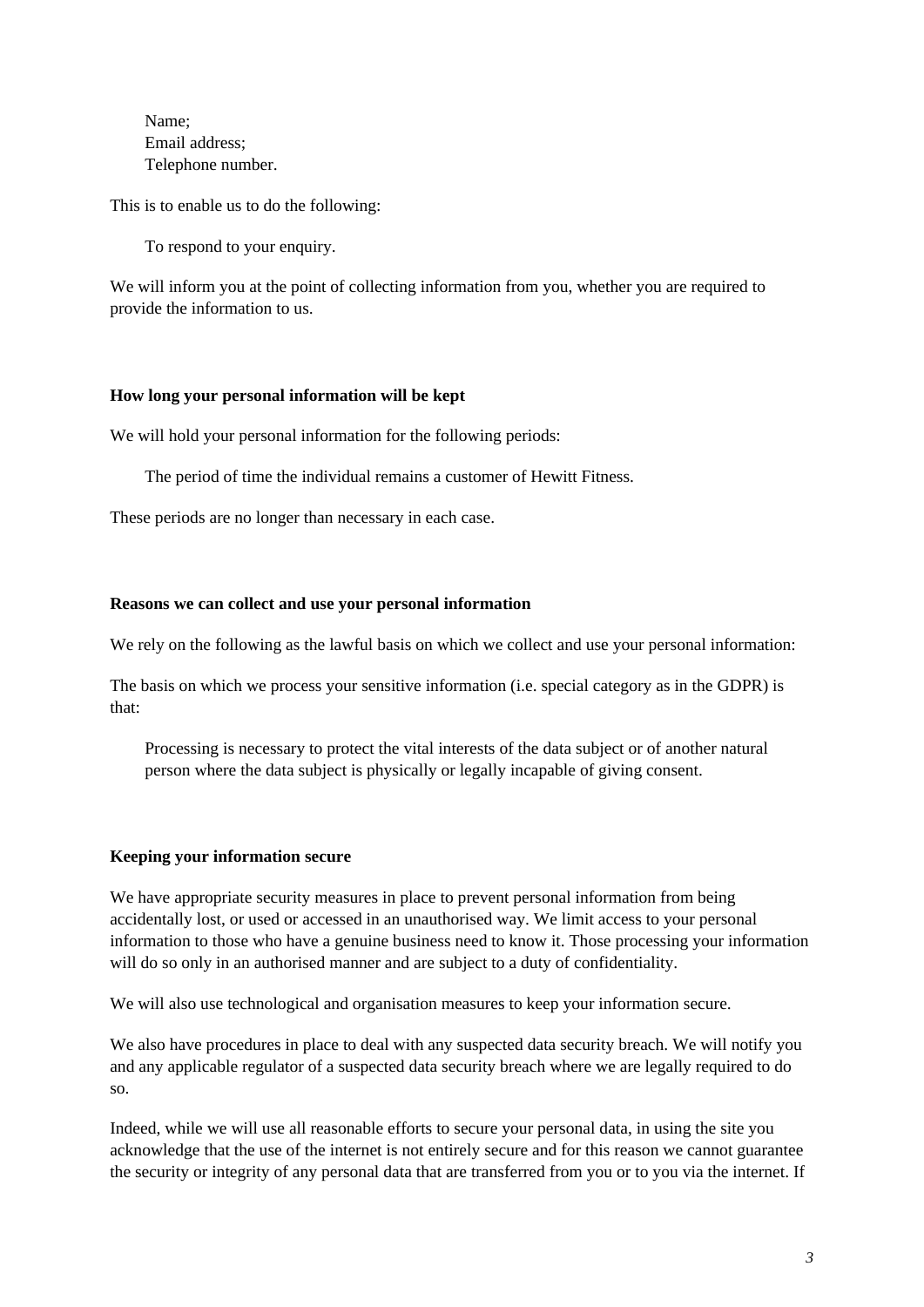Name;
Email address;
Telephone number.

This is to enable us to do the following:

To respond to your enquiry.

We will inform you at the point of collecting information from you, whether you are required to provide the information to us.

**How long your personal information will be kept**

We will hold your personal information for the following periods:

The period of time the individual remains a customer of Hewitt Fitness.

These periods are no longer than necessary in each case.

**Reasons we can collect and use your personal information**

We rely on the following as the lawful basis on which we collect and use your personal information:

The basis on which we process your sensitive information (i.e. special category as in the GDPR) is that:

Processing is necessary to protect the vital interests of the data subject or of another natural person where the data subject is physically or legally incapable of giving consent.

**Keeping your information secure**

We have appropriate security measures in place to prevent personal information from being accidentally lost, or used or accessed in an unauthorised way. We limit access to your personal information to those who have a genuine business need to know it. Those processing your information will do so only in an authorised manner and are subject to a duty of confidentiality.

We will also use technological and organisation measures to keep your information secure.

We also have procedures in place to deal with any suspected data security breach. We will notify you and any applicable regulator of a suspected data security breach where we are legally required to do so.

Indeed, while we will use all reasonable efforts to secure your personal data, in using the site you acknowledge that the use of the internet is not entirely secure and for this reason we cannot guarantee the security or integrity of any personal data that are transferred from you or to you via the internet. If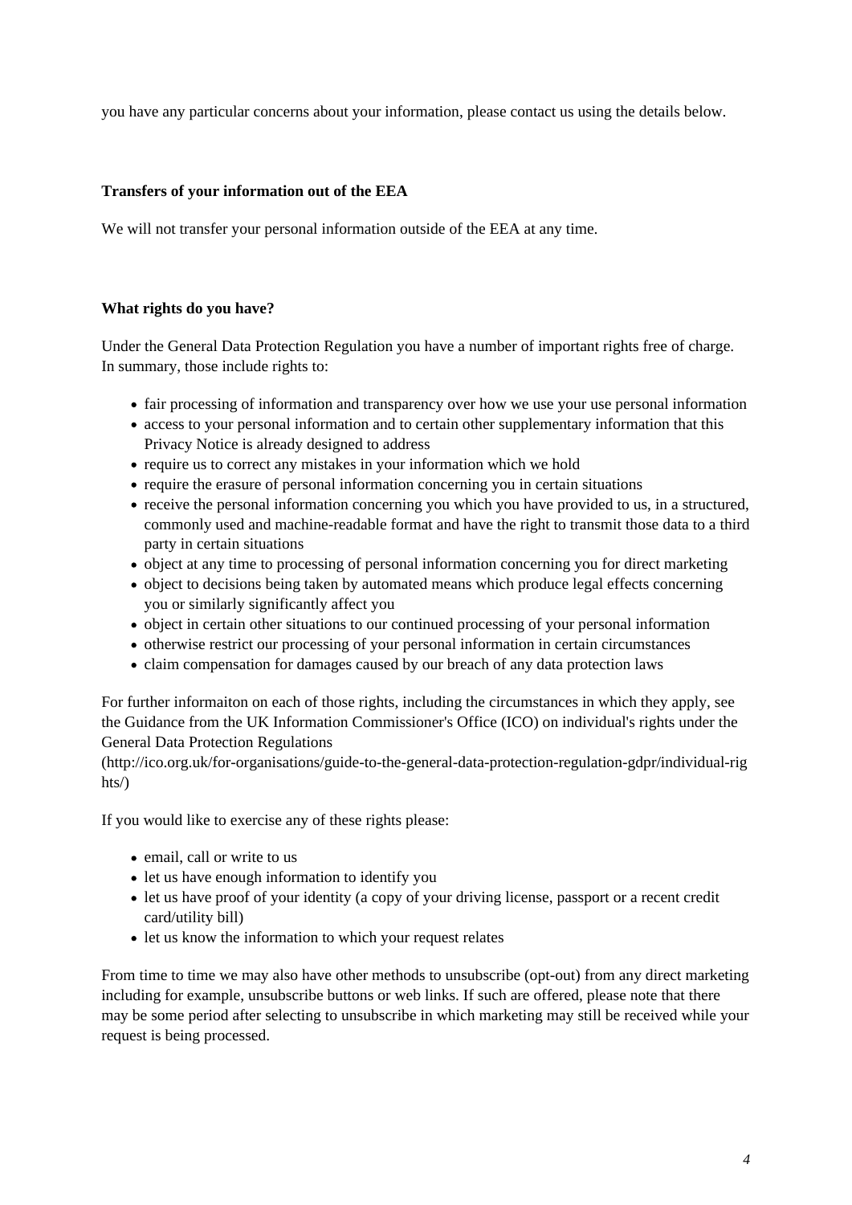you have any particular concerns about your information, please contact us using the details below.

**Transfers of your information out of the EEA**

We will not transfer your personal information outside of the EEA at any time.

**What rights do you have?**

Under the General Data Protection Regulation you have a number of important rights free of charge. In summary, those include rights to:

- fair processing of information and transparency over how we use your use personal information
- access to your personal information and to certain other supplementary information that this Privacy Notice is already designed to address
- require us to correct any mistakes in your information which we hold
- require the erasure of personal information concerning you in certain situations
- receive the personal information concerning you which you have provided to us, in a structured, commonly used and machine-readable format and have the right to transmit those data to a third party in certain situations
- object at any time to processing of personal information concerning you for direct marketing
- object to decisions being taken by automated means which produce legal effects concerning you or similarly significantly affect you
- object in certain other situations to our continued processing of your personal information
- otherwise restrict our processing of your personal information in certain circumstances
- claim compensation for damages caused by our breach of any data protection laws

For further informaiton on each of those rights, including the circumstances in which they apply, see the Guidance from the UK Information Commissioner's Office (ICO) on individual's rights under the General Data Protection Regulations (http://ico.org.uk/for-organisations/guide-to-the-general-data-protection-regulation-gdpr/individual-rights/)

If you would like to exercise any of these rights please:

- email, call or write to us
- let us have enough information to identify you
- let us have proof of your identity (a copy of your driving license, passport or a recent credit card/utility bill)
- let us know the information to which your request relates

From time to time we may also have other methods to unsubscribe (opt-out) from any direct marketing including for example, unsubscribe buttons or web links. If such are offered, please note that there may be some period after selecting to unsubscribe in which marketing may still be received while your request is being processed.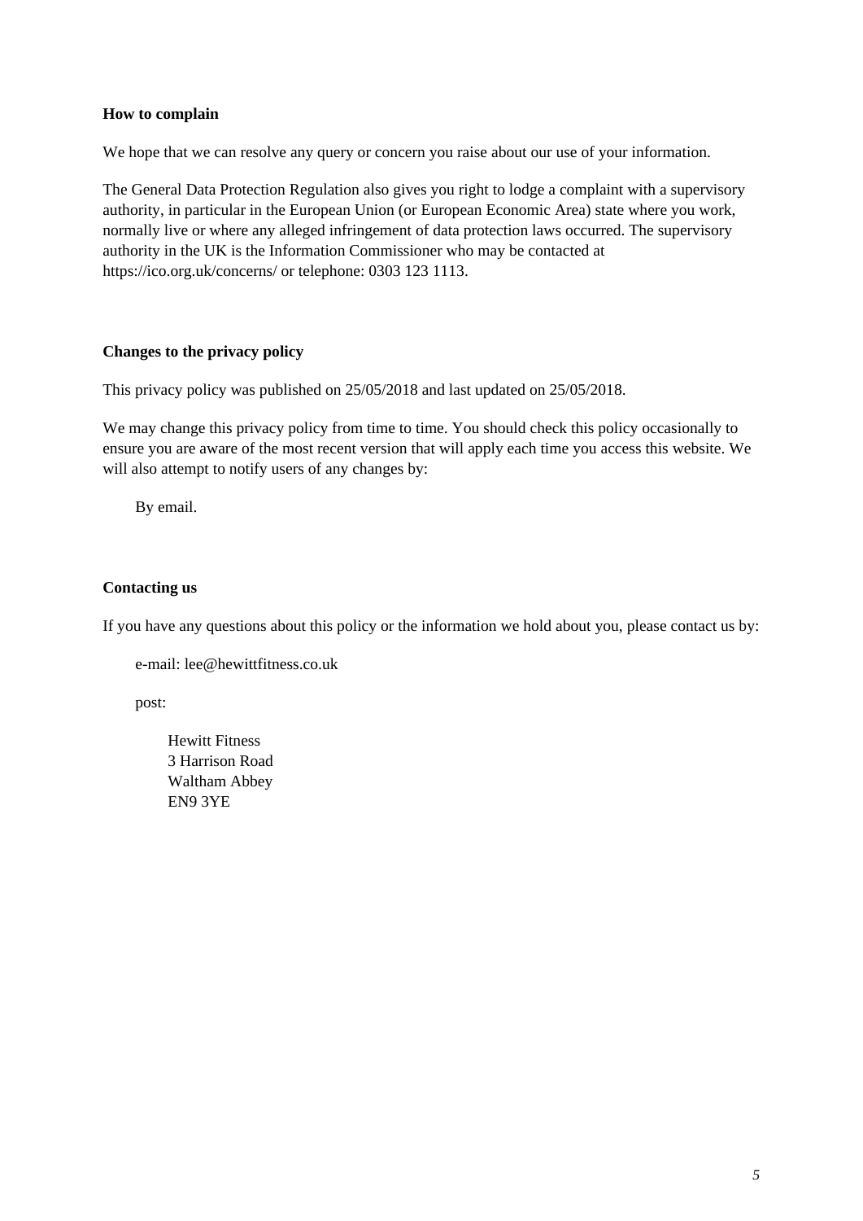**How to complain**

We hope that we can resolve any query or concern you raise about our use of your information.

The General Data Protection Regulation also gives you right to lodge a complaint with a supervisory authority, in particular in the European Union (or European Economic Area) state where you work, normally live or where any alleged infringement of data protection laws occurred. The supervisory authority in the UK is the Information Commissioner who may be contacted at https://ico.org.uk/concerns/ or telephone: 0303 123 1113.

**Changes to the privacy policy**

This privacy policy was published on 25/05/2018 and last updated on 25/05/2018.

We may change this privacy policy from time to time. You should check this policy occasionally to ensure you are aware of the most recent version that will apply each time you access this website. We will also attempt to notify users of any changes by:

By email.

**Contacting us**

If you have any questions about this policy or the information we hold about you, please contact us by:

e-mail: lee@hewittfitness.co.uk

post:

Hewitt Fitness
3 Harrison Road
Waltham Abbey
EN9 3YE